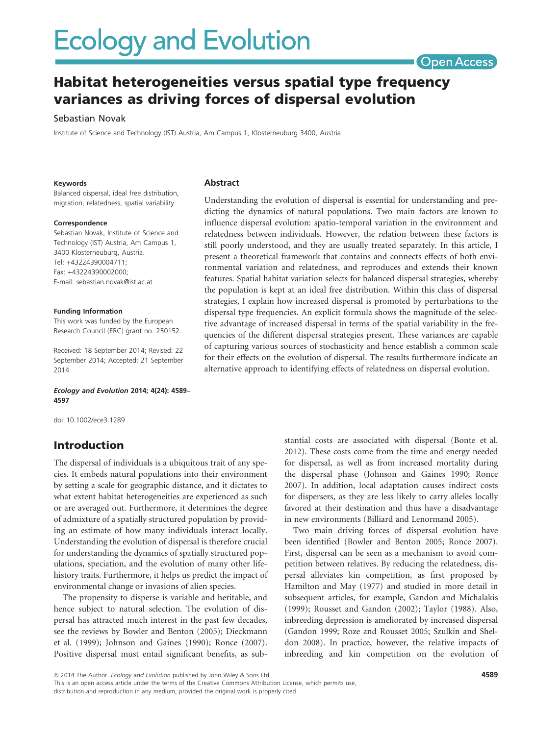# Habitat heterogeneities versus spatial type frequency variances as driving forces of dispersal evolution

Sebastian Novak

Institute of Science and Technology (IST) Austria, Am Campus 1, Klosterneuburg 3400, Austria

**Keywords**

Balanced dispersal, ideal free distribution, migration, relatedness, spatial variability.

**Correspondence**

Sebastian Novak, Institute of Science and Technology (IST) Austria, Am Campus 1, 3400 Klosterneuburg, Austria.
Tel: +43224390004711;
Fax: +43224390002000;
E-mail: sebastian.novak@ist.ac.at

**Funding Information**

This work was funded by the European Research Council (ERC) grant no. 250152.

Received: 18 September 2014; Revised: 22 September 2014; Accepted: 21 September 2014

*Ecology and Evolution* 2014; 4(24): 4589–4597

doi: 10.1002/ece3.1289

## Abstract

Understanding the evolution of dispersal is essential for understanding and predicting the dynamics of natural populations. Two main factors are known to influence dispersal evolution: spatio-temporal variation in the environment and relatedness between individuals. However, the relation between these factors is still poorly understood, and they are usually treated separately. In this article, I present a theoretical framework that contains and connects effects of both environmental variation and relatedness, and reproduces and extends their known features. Spatial habitat variation selects for balanced dispersal strategies, whereby the population is kept at an ideal free distribution. Within this class of dispersal strategies, I explain how increased dispersal is promoted by perturbations to the dispersal type frequencies. An explicit formula shows the magnitude of the selective advantage of increased dispersal in terms of the spatial variability in the frequencies of the different dispersal strategies present. These variances are capable of capturing various sources of stochasticity and hence establish a common scale for their effects on the evolution of dispersal. The results furthermore indicate an alternative approach to identifying effects of relatedness on dispersal evolution.

## Introduction

The dispersal of individuals is a ubiquitous trait of any species. It embeds natural populations into their environment by setting a scale for geographic distance, and it dictates to what extent habitat heterogeneities are experienced as such or are averaged out. Furthermore, it determines the degree of admixture of a spatially structured population by providing an estimate of how many individuals interact locally. Understanding the evolution of dispersal is therefore crucial for understanding the dynamics of spatially structured populations, speciation, and the evolution of many other life-history traits. Furthermore, it helps us predict the impact of environmental change or invasions of alien species.

The propensity to disperse is variable and heritable, and hence subject to natural selection. The evolution of dispersal has attracted much interest in the past few decades, see the reviews by Bowler and Benton (2005); Dieckmann et al. (1999); Johnson and Gaines (1990); Ronce (2007). Positive dispersal must entail significant benefits, as substantial costs are associated with dispersal (Bonte et al. 2012). These costs come from the time and energy needed for dispersal, as well as from increased mortality during the dispersal phase (Johnson and Gaines 1990; Ronce 2007). In addition, local adaptation causes indirect costs for dispersers, as they are less likely to carry alleles locally favored at their destination and thus have a disadvantage in new environments (Billiard and Lenormand 2005).

Two main driving forces of dispersal evolution have been identified (Bowler and Benton 2005; Ronce 2007). First, dispersal can be seen as a mechanism to avoid competition between relatives. By reducing the relatedness, dispersal alleviates kin competition, as first proposed by Hamilton and May (1977) and studied in more detail in subsequent articles, for example, Gandon and Michalakis (1999); Rousset and Gandon (2002); Taylor (1988). Also, inbreeding depression is ameliorated by increased dispersal (Gandon 1999; Roze and Rousset 2005; Szulkin and Sheldon 2008). In practice, however, the relative impacts of inbreeding and kin competition on the evolution of

© 2014 The Author. *Ecology and Evolution* published by John Wiley & Sons Ltd.
This is an open access article under the terms of the Creative Commons Attribution License, which permits use, distribution and reproduction in any medium, provided the original work is properly cited.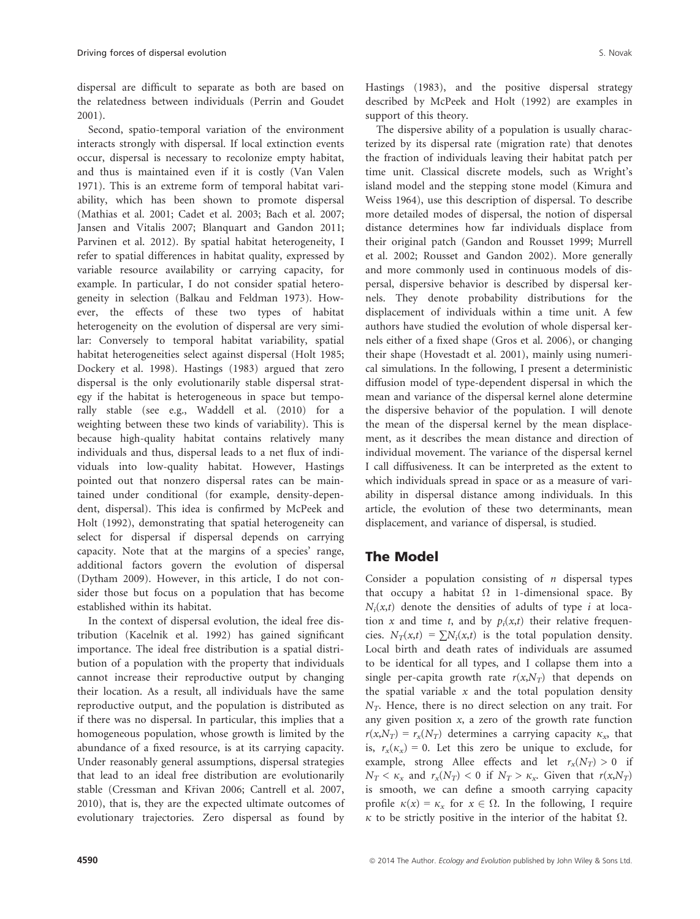dispersal are difficult to separate as both are based on the relatedness between individuals (Perrin and Goudet 2001).

Second, spatio-temporal variation of the environment interacts strongly with dispersal. If local extinction events occur, dispersal is necessary to recolonize empty habitat, and thus is maintained even if it is costly (Van Valen 1971). This is an extreme form of temporal habitat variability, which has been shown to promote dispersal (Mathias et al. 2001; Cadet et al. 2003; Bach et al. 2007; Jansen and Vitalis 2007; Blanquart and Gandon 2011; Parvinen et al. 2012). By spatial habitat heterogeneity, I refer to spatial differences in habitat quality, expressed by variable resource availability or carrying capacity, for example. In particular, I do not consider spatial heterogeneity in selection (Balkau and Feldman 1973). However, the effects of these two types of habitat heterogeneity on the evolution of dispersal are very similar: Conversely to temporal habitat variability, spatial habitat heterogeneities select against dispersal (Holt 1985; Dockery et al. 1998). Hastings (1983) argued that zero dispersal is the only evolutionarily stable dispersal strategy if the habitat is heterogeneous in space but temporally stable (see e.g., Waddell et al. (2010) for a weighting between these two kinds of variability). This is because high-quality habitat contains relatively many individuals and thus, dispersal leads to a net flux of individuals into low-quality habitat. However, Hastings pointed out that nonzero dispersal rates can be maintained under conditional (for example, density-dependent, dispersal). This idea is confirmed by McPeek and Holt (1992), demonstrating that spatial heterogeneity can select for dispersal if dispersal depends on carrying capacity. Note that at the margins of a species' range, additional factors govern the evolution of dispersal (Dytham 2009). However, in this article, I do not consider those but focus on a population that has become established within its habitat.

In the context of dispersal evolution, the ideal free distribution (Kacelnik et al. 1992) has gained significant importance. The ideal free distribution is a spatial distribution of a population with the property that individuals cannot increase their reproductive output by changing their location. As a result, all individuals have the same reproductive output, and the population is distributed as if there was no dispersal. In particular, this implies that a homogeneous population, whose growth is limited by the abundance of a fixed resource, is at its carrying capacity. Under reasonably general assumptions, dispersal strategies that lead to an ideal free distribution are evolutionarily stable (Cressman and Křivan 2006; Cantrell et al. 2007, 2010), that is, they are the expected ultimate outcomes of evolutionary trajectories. Zero dispersal as found by Hastings (1983), and the positive dispersal strategy described by McPeek and Holt (1992) are examples in support of this theory.

The dispersive ability of a population is usually characterized by its dispersal rate (migration rate) that denotes the fraction of individuals leaving their habitat patch per time unit. Classical discrete models, such as Wright's island model and the stepping stone model (Kimura and Weiss 1964), use this description of dispersal. To describe more detailed modes of dispersal, the notion of dispersal distance determines how far individuals displace from their original patch (Gandon and Rousset 1999; Murrell et al. 2002; Rousset and Gandon 2002). More generally and more commonly used in continuous models of dispersal, dispersive behavior is described by dispersal kernels. They denote probability distributions for the displacement of individuals within a time unit. A few authors have studied the evolution of whole dispersal kernels either of a fixed shape (Gros et al. 2006), or changing their shape (Hovestadt et al. 2001), mainly using numerical simulations. In the following, I present a deterministic diffusion model of type-dependent dispersal in which the mean and variance of the dispersal kernel alone determine the dispersive behavior of the population. I will denote the mean of the dispersal kernel by the mean displacement, as it describes the mean distance and direction of individual movement. The variance of the dispersal kernel I call diffusiveness. It can be interpreted as the extent to which individuals spread in space or as a measure of variability in dispersal distance among individuals. In this article, the evolution of these two determinants, mean displacement, and variance of dispersal, is studied.

## The Model

Consider a population consisting of $n$ dispersal types that occupy a habitat $\Omega$ in 1-dimensional space. By $N_i(x,t)$ denote the densities of adults of type $i$ at location $x$ and time $t$, and by $p_i(x,t)$ their relative frequencies. $N_T(x,t) = \sum N_i(x,t)$ is the total population density. Local birth and death rates of individuals are assumed to be identical for all types, and I collapse them into a single per-capita growth rate $r(x,N_T)$ that depends on the spatial variable $x$ and the total population density $N_T$. Hence, there is no direct selection on any trait. For any given position $x$, a zero of the growth rate function $r(x,N_T) = r_x(N_T)$ determines a carrying capacity $\kappa_x$, that is, $r_x(\kappa_x) = 0$. Let this zero be unique to exclude, for example, strong Allee effects and let $r_x(N_T) > 0$ if $N_T < \kappa_x$ and $r_x(N_T) < 0$ if $N_T > \kappa_x$. Given that $r(x,N_T)$ is smooth, we can define a smooth carrying capacity profile $\kappa(x) = \kappa_x$ for $x \in \Omega$. In the following, I require $\kappa$ to be strictly positive in the interior of the habitat $\Omega$.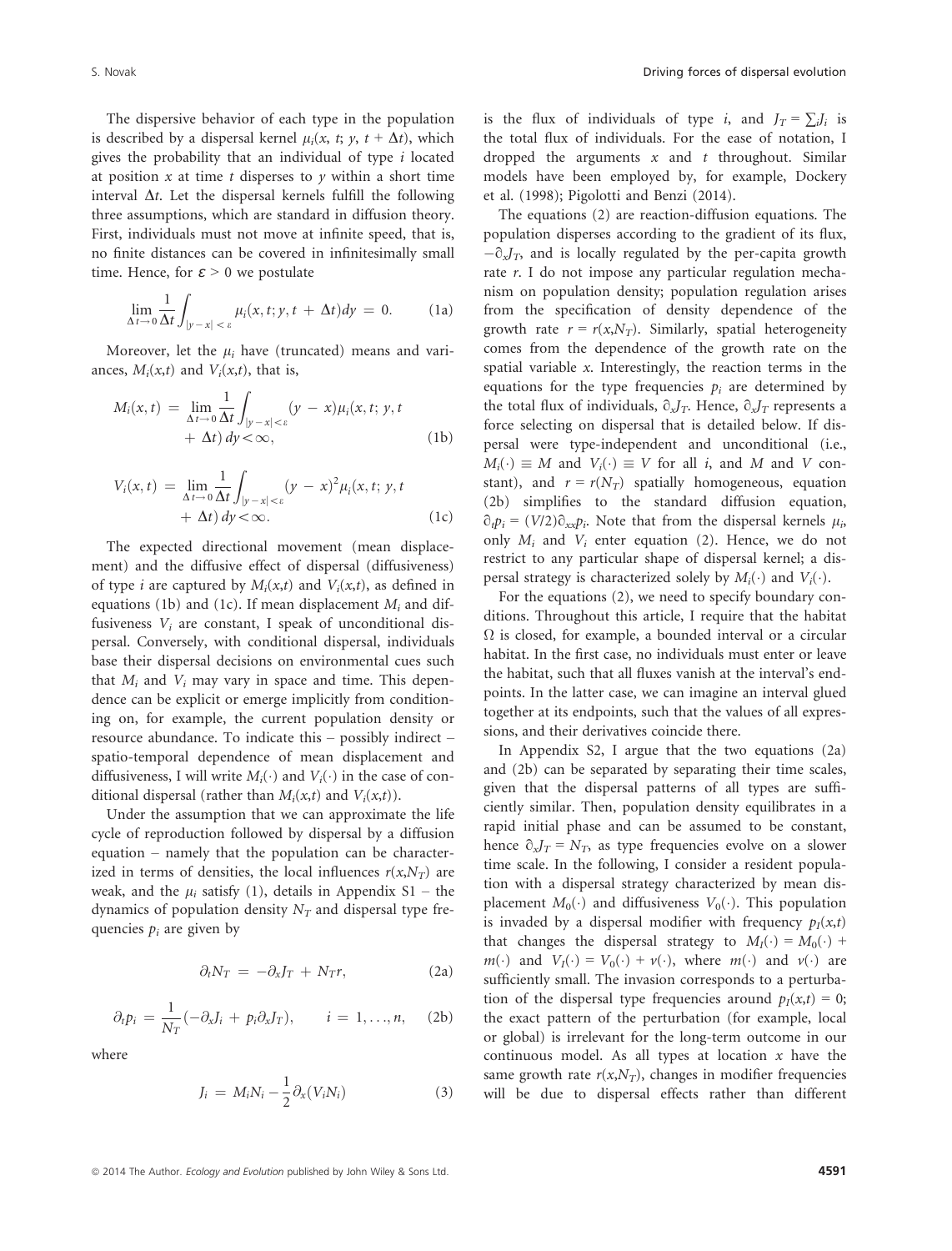The dispersive behavior of each type in the population is described by a dispersal kernel $\mu_i(x, t; y, t + \Delta t)$, which gives the probability that an individual of type $i$ located at position $x$ at time $t$ disperses to $y$ within a short time interval $\Delta t$. Let the dispersal kernels fulfill the following three assumptions, which are standard in diffusion theory. First, individuals must not move at infinite speed, that is, no finite distances can be covered in infinitesimally small time. Hence, for $\varepsilon > 0$ we postulate

$$\lim_{\Delta t \to 0} \frac{1}{\Delta t} \int_{|y-x| < \varepsilon} \mu_i(x, t; y, t + \Delta t) dy = 0. \tag{1a}$$

Moreover, let the $\mu_i$ have (truncated) means and variances, $M_i(x,t)$ and $V_i(x,t)$, that is,

$$M_i(x,t) = \lim_{\Delta t \to 0} \frac{1}{\Delta t} \int_{|y-x| < \varepsilon} (y - x) \mu_i(x, t; y, t + \Delta t)\, dy < \infty, \tag{1b}$$

$$V_i(x,t) = \lim_{\Delta t \to 0} \frac{1}{\Delta t} \int_{|y-x| < \varepsilon} (y - x)^2 \mu_i(x, t; y, t + \Delta t)\, dy < \infty. \tag{1c}$$

The expected directional movement (mean displacement) and the diffusive effect of dispersal (diffusiveness) of type $i$ are captured by $M_i(x,t)$ and $V_i(x,t)$, as defined in equations (1b) and (1c). If mean displacement $M_i$ and diffusiveness $V_i$ are constant, I speak of unconditional dispersal. Conversely, with conditional dispersal, individuals base their dispersal decisions on environmental cues such that $M_i$ and $V_i$ may vary in space and time. This dependence can be explicit or emerge implicitly from conditioning on, for example, the current population density or resource abundance. To indicate this – possibly indirect – spatio-temporal dependence of mean displacement and diffusiveness, I will write $M_i(\cdot)$ and $V_i(\cdot)$ in the case of conditional dispersal (rather than $M_i(x,t)$ and $V_i(x,t)$).

Under the assumption that we can approximate the life cycle of reproduction followed by dispersal by a diffusion equation – namely that the population can be characterized in terms of densities, the local influences $r(x,N_T)$ are weak, and the $\mu_i$ satisfy (1), details in Appendix S1 – the dynamics of population density $N_T$ and dispersal type frequencies $p_i$ are given by

$$\partial_t N_T = -\partial_x J_T + N_T r, \tag{2a}$$

$$\partial_t p_i = \frac{1}{N_T}(-\partial_x J_i + p_i \partial_x J_T), \qquad i = 1, \ldots, n, \tag{2b}$$

where

$$J_i = M_i N_i - \frac{1}{2} \partial_x (V_i N_i) \tag{3}$$

is the flux of individuals of type $i$, and $J_T = \sum_i J_i$ is the total flux of individuals. For the ease of notation, I dropped the arguments $x$ and $t$ throughout. Similar models have been employed by, for example, Dockery et al. (1998); Pigolotti and Benzi (2014).

The equations (2) are reaction-diffusion equations. The population disperses according to the gradient of its flux, $-\partial_x J_T$, and is locally regulated by the per-capita growth rate $r$. I do not impose any particular regulation mechanism on population density; population regulation arises from the specification of density dependence of the growth rate $r = r(x,N_T)$. Similarly, spatial heterogeneity comes from the dependence of the growth rate on the spatial variable $x$. Interestingly, the reaction terms in the equations for the type frequencies $p_i$ are determined by the total flux of individuals, $\partial_x J_T$. Hence, $\partial_x J_T$ represents a force selecting on dispersal that is detailed below. If dispersal were type-independent and unconditional (i.e., $M_i(\cdot) \equiv M$ and $V_i(\cdot) \equiv V$ for all $i$, and $M$ and $V$ constant), and $r = r(N_T)$ spatially homogeneous, equation (2b) simplifies to the standard diffusion equation, $\partial_t p_i = (V/2)\partial_{xx} p_i$. Note that from the dispersal kernels $\mu_i$, only $M_i$ and $V_i$ enter equation (2). Hence, we do not restrict to any particular shape of dispersal kernel; a dispersal strategy is characterized solely by $M_i(\cdot)$ and $V_i(\cdot)$.

For the equations (2), we need to specify boundary conditions. Throughout this article, I require that the habitat $\Omega$ is closed, for example, a bounded interval or a circular habitat. In the first case, no individuals must enter or leave the habitat, such that all fluxes vanish at the interval's endpoints. In the latter case, we can imagine an interval glued together at its endpoints, such that the values of all expressions, and their derivatives coincide there.

In Appendix S2, I argue that the two equations (2a) and (2b) can be separated by separating their time scales, given that the dispersal patterns of all types are sufficiently similar. Then, population density equilibrates in a rapid initial phase and can be assumed to be constant, hence $\partial_x J_T = N_T r$, as type frequencies evolve on a slower time scale. In the following, I consider a resident population with a dispersal strategy characterized by mean displacement $M_0(\cdot)$ and diffusiveness $V_0(\cdot)$. This population is invaded by a dispersal modifier with frequency $p_I(x,t)$ that changes the dispersal strategy to $M_I(\cdot) = M_0(\cdot) + m(\cdot)$ and $V_I(\cdot) = V_0(\cdot) + v(\cdot)$, where $m(\cdot)$ and $v(\cdot)$ are sufficiently small. The invasion corresponds to a perturbation of the dispersal type frequencies around $p_I(x,t) = 0$; the exact pattern of the perturbation (for example, local or global) is irrelevant for the long-term outcome in our continuous model. As all types at location $x$ have the same growth rate $r(x,N_T)$, changes in modifier frequencies will be due to dispersal effects rather than different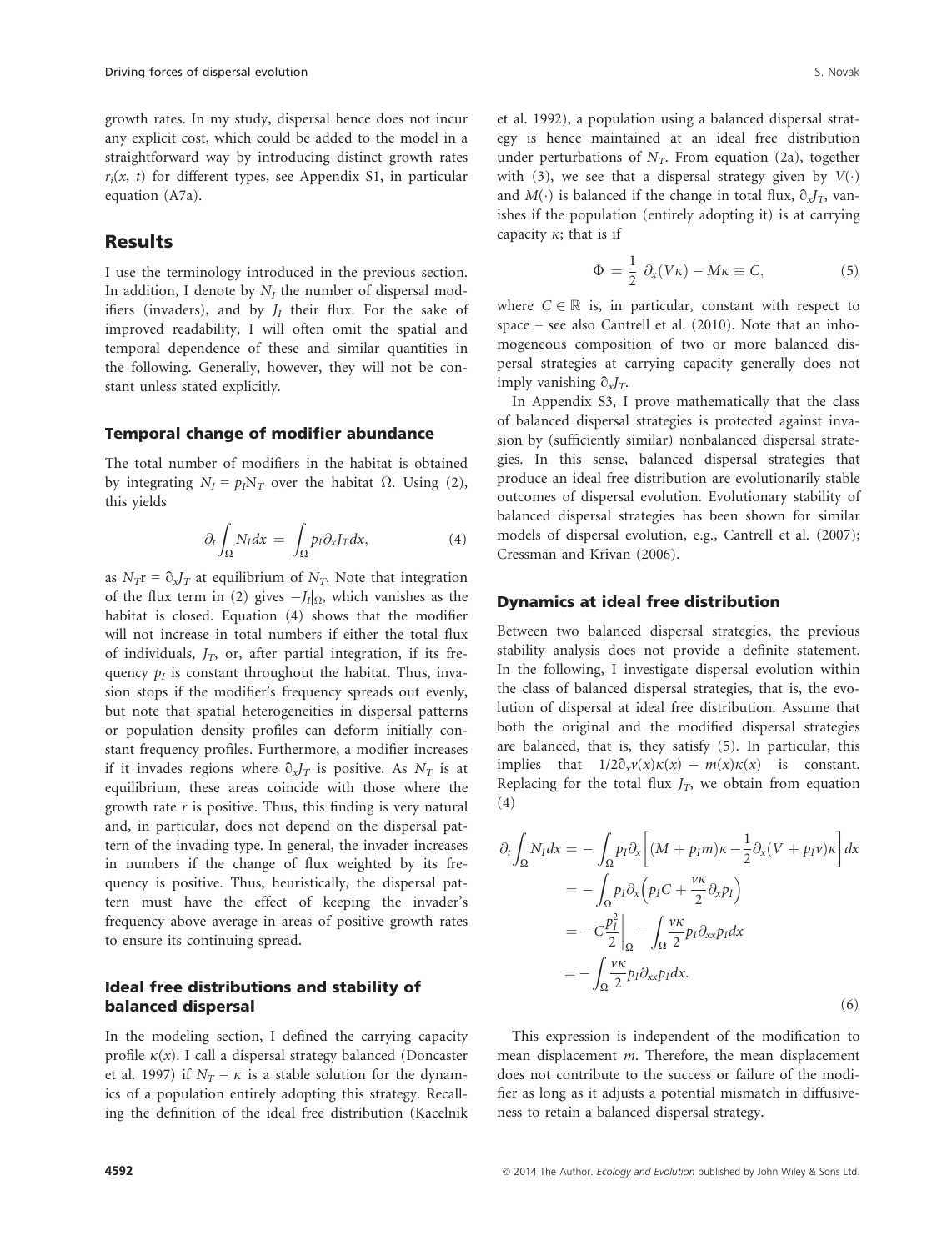growth rates. In my study, dispersal hence does not incur any explicit cost, which could be added to the model in a straightforward way by introducing distinct growth rates $r_i(x, t)$ for different types, see Appendix S1, in particular equation (A7a).

## Results

I use the terminology introduced in the previous section. In addition, I denote by $N_I$ the number of dispersal modifiers (invaders), and by $J_I$ their flux. For the sake of improved readability, I will often omit the spatial and temporal dependence of these and similar quantities in the following. Generally, however, they will not be constant unless stated explicitly.

### Temporal change of modifier abundance

The total number of modifiers in the habitat is obtained by integrating $N_I = p_I N_T$ over the habitat $\Omega$. Using (2), this yields

$$\partial_t \int_\Omega N_I dx = \int_\Omega p_I \partial_x J_T dx, \tag{4}$$

as $N_T r = \partial_x J_T$ at equilibrium of $N_T$. Note that integration of the flux term in (2) gives $-J_I|_\Omega$, which vanishes as the habitat is closed. Equation (4) shows that the modifier will not increase in total numbers if either the total flux of individuals, $J_T$, or, after partial integration, if its frequency $p_I$ is constant throughout the habitat. Thus, invasion stops if the modifier's frequency spreads out evenly, but note that spatial heterogeneities in dispersal patterns or population density profiles can deform initially constant frequency profiles. Furthermore, a modifier increases if it invades regions where $\partial_x J_T$ is positive. As $N_T$ is at equilibrium, these areas coincide with those where the growth rate $r$ is positive. Thus, this finding is very natural and, in particular, does not depend on the dispersal pattern of the invading type. In general, the invader increases in numbers if the change of flux weighted by its frequency is positive. Thus, heuristically, the dispersal pattern must have the effect of keeping the invader's frequency above average in areas of positive growth rates to ensure its continuing spread.

### Ideal free distributions and stability of balanced dispersal

In the modeling section, I defined the carrying capacity profile $\kappa(x)$. I call a dispersal strategy balanced (Doncaster et al. 1997) if $N_T = \kappa$ is a stable solution for the dynamics of a population entirely adopting this strategy. Recalling the definition of the ideal free distribution (Kacelnik et al. 1992), a population using a balanced dispersal strategy is hence maintained at an ideal free distribution under perturbations of $N_T$. From equation (2a), together with (3), we see that a dispersal strategy given by $V(\cdot)$ and $M(\cdot)$ is balanced if the change in total flux, $\partial_x J_T$, vanishes if the population (entirely adopting it) is at carrying capacity $\kappa$; that is if

$$\Phi = \frac{1}{2}\,\partial_x(V\kappa) - M\kappa \equiv C, \tag{5}$$

where $C \in \mathbb{R}$ is, in particular, constant with respect to space – see also Cantrell et al. (2010). Note that an inhomogeneous composition of two or more balanced dispersal strategies at carrying capacity generally does not imply vanishing $\partial_x J_T$.

In Appendix S3, I prove mathematically that the class of balanced dispersal strategies is protected against invasion by (sufficiently similar) nonbalanced dispersal strategies. In this sense, balanced dispersal strategies that produce an ideal free distribution are evolutionarily stable outcomes of dispersal evolution. Evolutionary stability of balanced dispersal strategies has been shown for similar models of dispersal evolution, e.g., Cantrell et al. (2007); Cressman and Křivan (2006).

### Dynamics at ideal free distribution

Between two balanced dispersal strategies, the previous stability analysis does not provide a definite statement. In the following, I investigate dispersal evolution within the class of balanced dispersal strategies, that is, the evolution of dispersal at ideal free distribution. Assume that both the original and the modified dispersal strategies are balanced, that is, they satisfy (5). In particular, this implies that $1/2\partial_x v(x)\kappa(x) - m(x)\kappa(x)$ is constant. Replacing for the total flux $J_T$, we obtain from equation (4)

$$\begin{aligned}
\partial_t \int_\Omega N_I dx &= -\int_\Omega p_I \partial_x \left[ (M + p_I m)\kappa - \frac{1}{2}\partial_x (V + p_I v)\kappa \right] dx \\
&= -\int_\Omega p_I \partial_x \left( p_I C + \frac{v\kappa}{2} \partial_x p_I \right) \\
&= -C \frac{p_I^2}{2}\bigg|_\Omega - \int_\Omega \frac{v\kappa}{2} p_I \partial_{xx} p_I dx \\
&= -\int_\Omega \frac{v\kappa}{2} p_I \partial_{xx} p_I dx.
\end{aligned} \tag{6}$$

This expression is independent of the modification to mean displacement $m$. Therefore, the mean displacement does not contribute to the success or failure of the modifier as long as it adjusts a potential mismatch in diffusiveness to retain a balanced dispersal strategy.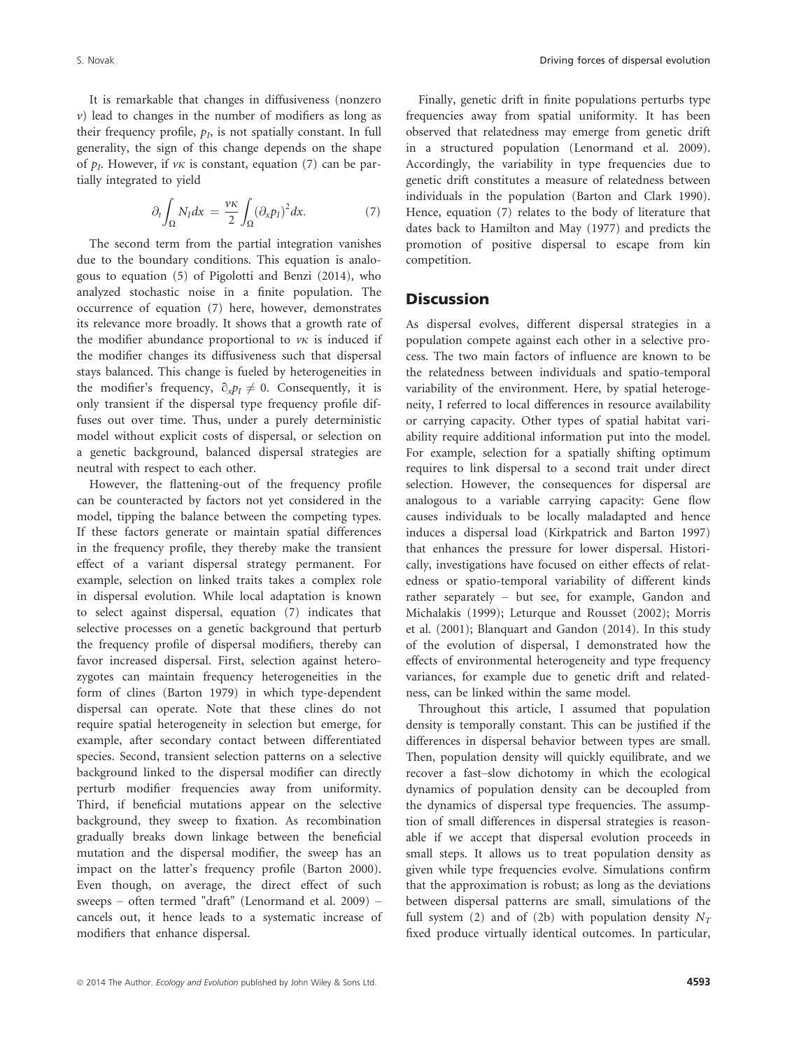It is remarkable that changes in diffusiveness (nonzero $v$) lead to changes in the number of modifiers as long as their frequency profile, $p_I$, is not spatially constant. In full generality, the sign of this change depends on the shape of $p_I$. However, if $v\kappa$ is constant, equation (7) can be partially integrated to yield

$$\partial_t \int_\Omega N_I dx = \frac{v\kappa}{2} \int_\Omega (\partial_x p_I)^2 dx. \tag{7}$$

The second term from the partial integration vanishes due to the boundary conditions. This equation is analogous to equation (5) of Pigolotti and Benzi (2014), who analyzed stochastic noise in a finite population. The occurrence of equation (7) here, however, demonstrates its relevance more broadly. It shows that a growth rate of the modifier abundance proportional to $v\kappa$ is induced if the modifier changes its diffusiveness such that dispersal stays balanced. This change is fueled by heterogeneities in the modifier's frequency, $\partial_x p_I \neq 0$. Consequently, it is only transient if the dispersal type frequency profile diffuses out over time. Thus, under a purely deterministic model without explicit costs of dispersal, or selection on a genetic background, balanced dispersal strategies are neutral with respect to each other.

However, the flattening-out of the frequency profile can be counteracted by factors not yet considered in the model, tipping the balance between the competing types. If these factors generate or maintain spatial differences in the frequency profile, they thereby make the transient effect of a variant dispersal strategy permanent. For example, selection on linked traits takes a complex role in dispersal evolution. While local adaptation is known to select against dispersal, equation (7) indicates that selective processes on a genetic background that perturb the frequency profile of dispersal modifiers, thereby can favor increased dispersal. First, selection against heterozygotes can maintain frequency heterogeneities in the form of clines (Barton 1979) in which type-dependent dispersal can operate. Note that these clines do not require spatial heterogeneity in selection but emerge, for example, after secondary contact between differentiated species. Second, transient selection patterns on a selective background linked to the dispersal modifier can directly perturb modifier frequencies away from uniformity. Third, if beneficial mutations appear on the selective background, they sweep to fixation. As recombination gradually breaks down linkage between the beneficial mutation and the dispersal modifier, the sweep has an impact on the latter's frequency profile (Barton 2000). Even though, on average, the direct effect of such sweeps – often termed "draft" (Lenormand et al. 2009) – cancels out, it hence leads to a systematic increase of modifiers that enhance dispersal.

Finally, genetic drift in finite populations perturbs type frequencies away from spatial uniformity. It has been observed that relatedness may emerge from genetic drift in a structured population (Lenormand et al. 2009). Accordingly, the variability in type frequencies due to genetic drift constitutes a measure of relatedness between individuals in the population (Barton and Clark 1990). Hence, equation (7) relates to the body of literature that dates back to Hamilton and May (1977) and predicts the promotion of positive dispersal to escape from kin competition.

## Discussion

As dispersal evolves, different dispersal strategies in a population compete against each other in a selective process. The two main factors of influence are known to be the relatedness between individuals and spatio-temporal variability of the environment. Here, by spatial heterogeneity, I referred to local differences in resource availability or carrying capacity. Other types of spatial habitat variability require additional information put into the model. For example, selection for a spatially shifting optimum requires to link dispersal to a second trait under direct selection. However, the consequences for dispersal are analogous to a variable carrying capacity: Gene flow causes individuals to be locally maladapted and hence induces a dispersal load (Kirkpatrick and Barton 1997) that enhances the pressure for lower dispersal. Historically, investigations have focused on either effects of relatedness or spatio-temporal variability of different kinds rather separately – but see, for example, Gandon and Michalakis (1999); Leturque and Rousset (2002); Morris et al. (2001); Blanquart and Gandon (2014). In this study of the evolution of dispersal, I demonstrated how the effects of environmental heterogeneity and type frequency variances, for example due to genetic drift and relatedness, can be linked within the same model.

Throughout this article, I assumed that population density is temporally constant. This can be justified if the differences in dispersal behavior between types are small. Then, population density will quickly equilibrate, and we recover a fast–slow dichotomy in which the ecological dynamics of population density can be decoupled from the dynamics of dispersal type frequencies. The assumption of small differences in dispersal strategies is reasonable if we accept that dispersal evolution proceeds in small steps. It allows us to treat population density as given while type frequencies evolve. Simulations confirm that the approximation is robust; as long as the deviations between dispersal patterns are small, simulations of the full system (2) and of (2b) with population density $N_T$ fixed produce virtually identical outcomes. In particular,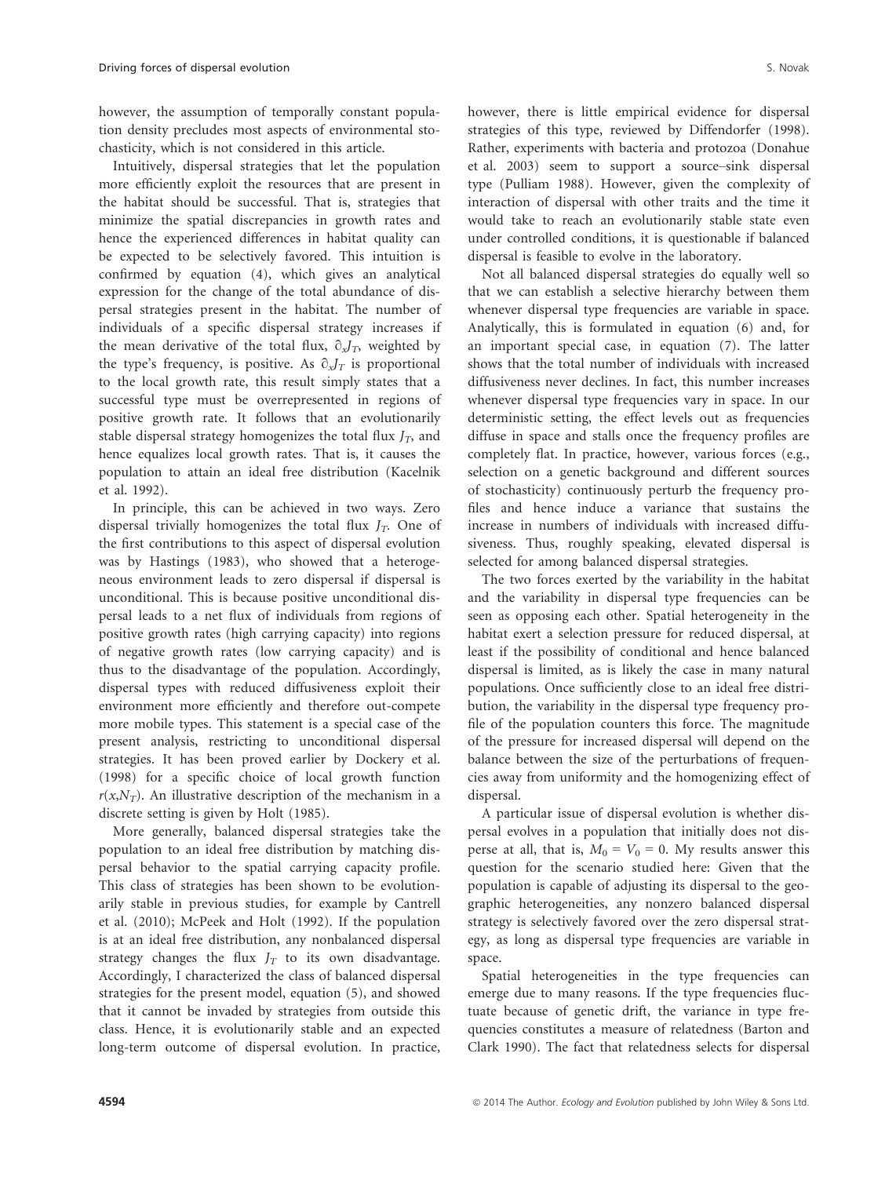however, the assumption of temporally constant population density precludes most aspects of environmental stochasticity, which is not considered in this article.

Intuitively, dispersal strategies that let the population more efficiently exploit the resources that are present in the habitat should be successful. That is, strategies that minimize the spatial discrepancies in growth rates and hence the experienced differences in habitat quality can be expected to be selectively favored. This intuition is confirmed by equation (4), which gives an analytical expression for the change of the total abundance of dispersal strategies present in the habitat. The number of individuals of a specific dispersal strategy increases if the mean derivative of the total flux, $\partial_x J_T$, weighted by the type's frequency, is positive. As $\partial_x J_T$ is proportional to the local growth rate, this result simply states that a successful type must be overrepresented in regions of positive growth rate. It follows that an evolutionarily stable dispersal strategy homogenizes the total flux $J_T$, and hence equalizes local growth rates. That is, it causes the population to attain an ideal free distribution (Kacelnik et al. 1992).

In principle, this can be achieved in two ways. Zero dispersal trivially homogenizes the total flux $J_T$. One of the first contributions to this aspect of dispersal evolution was by Hastings (1983), who showed that a heterogeneous environment leads to zero dispersal if dispersal is unconditional. This is because positive unconditional dispersal leads to a net flux of individuals from regions of positive growth rates (high carrying capacity) into regions of negative growth rates (low carrying capacity) and is thus to the disadvantage of the population. Accordingly, dispersal types with reduced diffusiveness exploit their environment more efficiently and therefore out-compete more mobile types. This statement is a special case of the present analysis, restricting to unconditional dispersal strategies. It has been proved earlier by Dockery et al. (1998) for a specific choice of local growth function $r(x,N_T)$. An illustrative description of the mechanism in a discrete setting is given by Holt (1985).

More generally, balanced dispersal strategies take the population to an ideal free distribution by matching dispersal behavior to the spatial carrying capacity profile. This class of strategies has been shown to be evolutionarily stable in previous studies, for example by Cantrell et al. (2010); McPeek and Holt (1992). If the population is at an ideal free distribution, any nonbalanced dispersal strategy changes the flux $J_T$ to its own disadvantage. Accordingly, I characterized the class of balanced dispersal strategies for the present model, equation (5), and showed that it cannot be invaded by strategies from outside this class. Hence, it is evolutionarily stable and an expected long-term outcome of dispersal evolution. In practice, however, there is little empirical evidence for dispersal strategies of this type, reviewed by Diffendorfer (1998). Rather, experiments with bacteria and protozoa (Donahue et al. 2003) seem to support a source–sink dispersal type (Pulliam 1988). However, given the complexity of interaction of dispersal with other traits and the time it would take to reach an evolutionarily stable state even under controlled conditions, it is questionable if balanced dispersal is feasible to evolve in the laboratory.

Not all balanced dispersal strategies do equally well so that we can establish a selective hierarchy between them whenever dispersal type frequencies are variable in space. Analytically, this is formulated in equation (6) and, for an important special case, in equation (7). The latter shows that the total number of individuals with increased diffusiveness never declines. In fact, this number increases whenever dispersal type frequencies vary in space. In our deterministic setting, the effect levels out as frequencies diffuse in space and stalls once the frequency profiles are completely flat. In practice, however, various forces (e.g., selection on a genetic background and different sources of stochasticity) continuously perturb the frequency profiles and hence induce a variance that sustains the increase in numbers of individuals with increased diffusiveness. Thus, roughly speaking, elevated dispersal is selected for among balanced dispersal strategies.

The two forces exerted by the variability in the habitat and the variability in dispersal type frequencies can be seen as opposing each other. Spatial heterogeneity in the habitat exert a selection pressure for reduced dispersal, at least if the possibility of conditional and hence balanced dispersal is limited, as is likely the case in many natural populations. Once sufficiently close to an ideal free distribution, the variability in the dispersal type frequency profile of the population counters this force. The magnitude of the pressure for increased dispersal will depend on the balance between the size of the perturbations of frequencies away from uniformity and the homogenizing effect of dispersal.

A particular issue of dispersal evolution is whether dispersal evolves in a population that initially does not disperse at all, that is, $M_0 = V_0 = 0$. My results answer this question for the scenario studied here: Given that the population is capable of adjusting its dispersal to the geographic heterogeneities, any nonzero balanced dispersal strategy is selectively favored over the zero dispersal strategy, as long as dispersal type frequencies are variable in space.

Spatial heterogeneities in the type frequencies can emerge due to many reasons. If the type frequencies fluctuate because of genetic drift, the variance in type frequencies constitutes a measure of relatedness (Barton and Clark 1990). The fact that relatedness selects for dispersal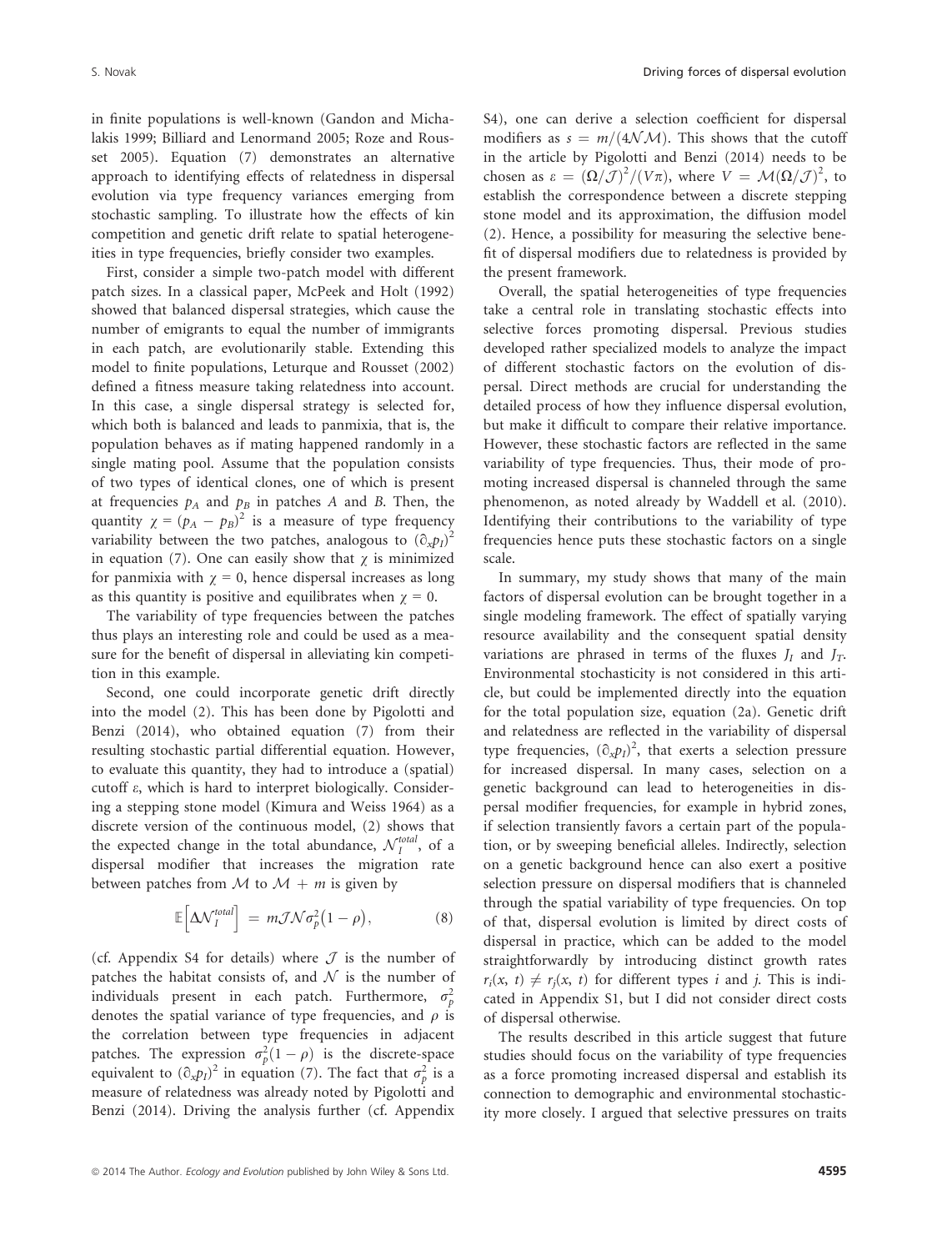in finite populations is well-known (Gandon and Michalakis 1999; Billiard and Lenormand 2005; Roze and Rousset 2005). Equation (7) demonstrates an alternative approach to identifying effects of relatedness in dispersal evolution via type frequency variances emerging from stochastic sampling. To illustrate how the effects of kin competition and genetic drift relate to spatial heterogeneities in type frequencies, briefly consider two examples.

First, consider a simple two-patch model with different patch sizes. In a classical paper, McPeek and Holt (1992) showed that balanced dispersal strategies, which cause the number of emigrants to equal the number of immigrants in each patch, are evolutionarily stable. Extending this model to finite populations, Leturque and Rousset (2002) defined a fitness measure taking relatedness into account. In this case, a single dispersal strategy is selected for, which both is balanced and leads to panmixia, that is, the population behaves as if mating happened randomly in a single mating pool. Assume that the population consists of two types of identical clones, one of which is present at frequencies $p_A$ and $p_B$ in patches $A$ and $B$. Then, the quantity $\chi = (p_A - p_B)^2$ is a measure of type frequency variability between the two patches, analogous to $(\partial_x p_I)^2$ in equation (7). One can easily show that $\chi$ is minimized for panmixia with $\chi = 0$, hence dispersal increases as long as this quantity is positive and equilibrates when $\chi = 0$.

The variability of type frequencies between the patches thus plays an interesting role and could be used as a measure for the benefit of dispersal in alleviating kin competition in this example.

Second, one could incorporate genetic drift directly into the model (2). This has been done by Pigolotti and Benzi (2014), who obtained equation (7) from their resulting stochastic partial differential equation. However, to evaluate this quantity, they had to introduce a (spatial) cutoff $\varepsilon$, which is hard to interpret biologically. Considering a stepping stone model (Kimura and Weiss 1964) as a discrete version of the continuous model, (2) shows that the expected change in the total abundance, $\mathcal{N}_I^{total}$, of a dispersal modifier that increases the migration rate between patches from $\mathcal{M}$ to $\mathcal{M} + m$ is given by

$$\mathbb{E}\left[\Delta \mathcal{N}_I^{total}\right] = m\mathcal{J}\mathcal{N}\sigma_p^2(1 - \rho), \tag{8}$$

(cf. Appendix S4 for details) where $\mathcal{J}$ is the number of patches the habitat consists of, and $\mathcal{N}$ is the number of individuals present in each patch. Furthermore, $\sigma_p^2$ denotes the spatial variance of type frequencies, and $\rho$ is the correlation between type frequencies in adjacent patches. The expression $\sigma_p^2(1 - \rho)$ is the discrete-space equivalent to $(\partial_x p_I)^2$ in equation (7). The fact that $\sigma_p^2$ is a measure of relatedness was already noted by Pigolotti and Benzi (2014). Driving the analysis further (cf. Appendix S4), one can derive a selection coefficient for dispersal modifiers as $s = m/(4\mathcal{N}\mathcal{M})$. This shows that the cutoff in the article by Pigolotti and Benzi (2014) needs to be chosen as $\varepsilon = (\Omega/\mathcal{J})^2/(V\pi)$, where $V = \mathcal{M}(\Omega/\mathcal{J})^2$, to establish the correspondence between a discrete stepping stone model and its approximation, the diffusion model (2). Hence, a possibility for measuring the selective benefit of dispersal modifiers due to relatedness is provided by the present framework.

Overall, the spatial heterogeneities of type frequencies take a central role in translating stochastic effects into selective forces promoting dispersal. Previous studies developed rather specialized models to analyze the impact of different stochastic factors on the evolution of dispersal. Direct methods are crucial for understanding the detailed process of how they influence dispersal evolution, but make it difficult to compare their relative importance. However, these stochastic factors are reflected in the same variability of type frequencies. Thus, their mode of promoting increased dispersal is channeled through the same phenomenon, as noted already by Waddell et al. (2010). Identifying their contributions to the variability of type frequencies hence puts these stochastic factors on a single scale.

In summary, my study shows that many of the main factors of dispersal evolution can be brought together in a single modeling framework. The effect of spatially varying resource availability and the consequent spatial density variations are phrased in terms of the fluxes $J_I$ and $J_T$. Environmental stochasticity is not considered in this article, but could be implemented directly into the equation for the total population size, equation (2a). Genetic drift and relatedness are reflected in the variability of dispersal type frequencies, $(\partial_x p_I)^2$, that exerts a selection pressure for increased dispersal. In many cases, selection on a genetic background can lead to heterogeneities in dispersal modifier frequencies, for example in hybrid zones, if selection transiently favors a certain part of the population, or by sweeping beneficial alleles. Indirectly, selection on a genetic background hence can also exert a positive selection pressure on dispersal modifiers that is channeled through the spatial variability of type frequencies. On top of that, dispersal evolution is limited by direct costs of dispersal in practice, which can be added to the model straightforwardly by introducing distinct growth rates $r_i(x, t) \neq r_j(x, t)$ for different types $i$ and $j$. This is indicated in Appendix S1, but I did not consider direct costs of dispersal otherwise.

The results described in this article suggest that future studies should focus on the variability of type frequencies as a force promoting increased dispersal and establish its connection to demographic and environmental stochasticity more closely. I argued that selective pressures on traits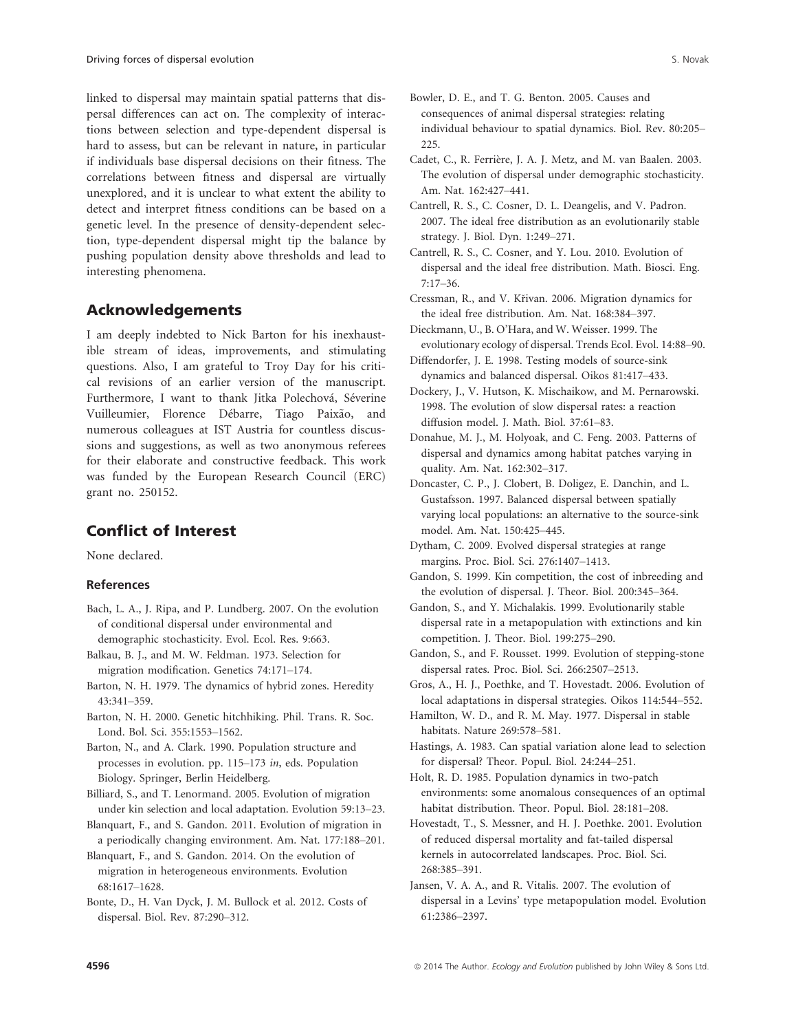linked to dispersal may maintain spatial patterns that dispersal differences can act on. The complexity of interactions between selection and type-dependent dispersal is hard to assess, but can be relevant in nature, in particular if individuals base dispersal decisions on their fitness. The correlations between fitness and dispersal are virtually unexplored, and it is unclear to what extent the ability to detect and interpret fitness conditions can be based on a genetic level. In the presence of density-dependent selection, type-dependent dispersal might tip the balance by pushing population density above thresholds and lead to interesting phenomena.

## Acknowledgements

I am deeply indebted to Nick Barton for his inexhaustible stream of ideas, improvements, and stimulating questions. Also, I am grateful to Troy Day for his critical revisions of an earlier version of the manuscript. Furthermore, I want to thank Jitka Polechová, Séverine Vuilleumier, Florence Débarre, Tiago Paixão, and numerous colleagues at IST Austria for countless discussions and suggestions, as well as two anonymous referees for their elaborate and constructive feedback. This work was funded by the European Research Council (ERC) grant no. 250152.

## Conflict of Interest

None declared.

### References

Bach, L. A., J. Ripa, and P. Lundberg. 2007. On the evolution of conditional dispersal under environmental and demographic stochasticity. Evol. Ecol. Res. 9:663.

Balkau, B. J., and M. W. Feldman. 1973. Selection for migration modification. Genetics 74:171–174.

Barton, N. H. 1979. The dynamics of hybrid zones. Heredity 43:341–359.

Barton, N. H. 2000. Genetic hitchhiking. Phil. Trans. R. Soc. Lond. Bol. Sci. 355:1553–1562.

Barton, N., and A. Clark. 1990. Population structure and processes in evolution. pp. 115–173 *in*, eds. Population Biology. Springer, Berlin Heidelberg.

Billiard, S., and T. Lenormand. 2005. Evolution of migration under kin selection and local adaptation. Evolution 59:13–23.

Blanquart, F., and S. Gandon. 2011. Evolution of migration in a periodically changing environment. Am. Nat. 177:188–201.

Blanquart, F., and S. Gandon. 2014. On the evolution of migration in heterogeneous environments. Evolution 68:1617–1628.

Bonte, D., H. Van Dyck, J. M. Bullock et al. 2012. Costs of dispersal. Biol. Rev. 87:290–312.

Bowler, D. E., and T. G. Benton. 2005. Causes and consequences of animal dispersal strategies: relating individual behaviour to spatial dynamics. Biol. Rev. 80:205–225.

Cadet, C., R. Ferrière, J. A. J. Metz, and M. van Baalen. 2003. The evolution of dispersal under demographic stochasticity. Am. Nat. 162:427–441.

Cantrell, R. S., C. Cosner, D. L. Deangelis, and V. Padron. 2007. The ideal free distribution as an evolutionarily stable strategy. J. Biol. Dyn. 1:249–271.

Cantrell, R. S., C. Cosner, and Y. Lou. 2010. Evolution of dispersal and the ideal free distribution. Math. Biosci. Eng. 7:17–36.

Cressman, R., and V. Křivan. 2006. Migration dynamics for the ideal free distribution. Am. Nat. 168:384–397.

Dieckmann, U., B. O'Hara, and W. Weisser. 1999. The evolutionary ecology of dispersal. Trends Ecol. Evol. 14:88–90.

Diffendorfer, J. E. 1998. Testing models of source-sink dynamics and balanced dispersal. Oikos 81:417–433.

Dockery, J., V. Hutson, K. Mischaikow, and M. Pernarowski. 1998. The evolution of slow dispersal rates: a reaction diffusion model. J. Math. Biol. 37:61–83.

Donahue, M. J., M. Holyoak, and C. Feng. 2003. Patterns of dispersal and dynamics among habitat patches varying in quality. Am. Nat. 162:302–317.

Doncaster, C. P., J. Clobert, B. Doligez, E. Danchin, and L. Gustafsson. 1997. Balanced dispersal between spatially varying local populations: an alternative to the source-sink model. Am. Nat. 150:425–445.

Dytham, C. 2009. Evolved dispersal strategies at range margins. Proc. Biol. Sci. 276:1407–1413.

Gandon, S. 1999. Kin competition, the cost of inbreeding and the evolution of dispersal. J. Theor. Biol. 200:345–364.

Gandon, S., and Y. Michalakis. 1999. Evolutionarily stable dispersal rate in a metapopulation with extinctions and kin competition. J. Theor. Biol. 199:275–290.

Gandon, S., and F. Rousset. 1999. Evolution of stepping-stone dispersal rates. Proc. Biol. Sci. 266:2507–2513.

Gros, A., H. J., Poethke, and T. Hovestadt. 2006. Evolution of local adaptations in dispersal strategies. Oikos 114:544–552.

Hamilton, W. D., and R. M. May. 1977. Dispersal in stable habitats. Nature 269:578–581.

Hastings, A. 1983. Can spatial variation alone lead to selection for dispersal? Theor. Popul. Biol. 24:244–251.

Holt, R. D. 1985. Population dynamics in two-patch environments: some anomalous consequences of an optimal habitat distribution. Theor. Popul. Biol. 28:181–208.

Hovestadt, T., S. Messner, and H. J. Poethke. 2001. Evolution of reduced dispersal mortality and fat-tailed dispersal kernels in autocorrelated landscapes. Proc. Biol. Sci. 268:385–391.

Jansen, V. A. A., and R. Vitalis. 2007. The evolution of dispersal in a Levins' type metapopulation model. Evolution 61:2386–2397.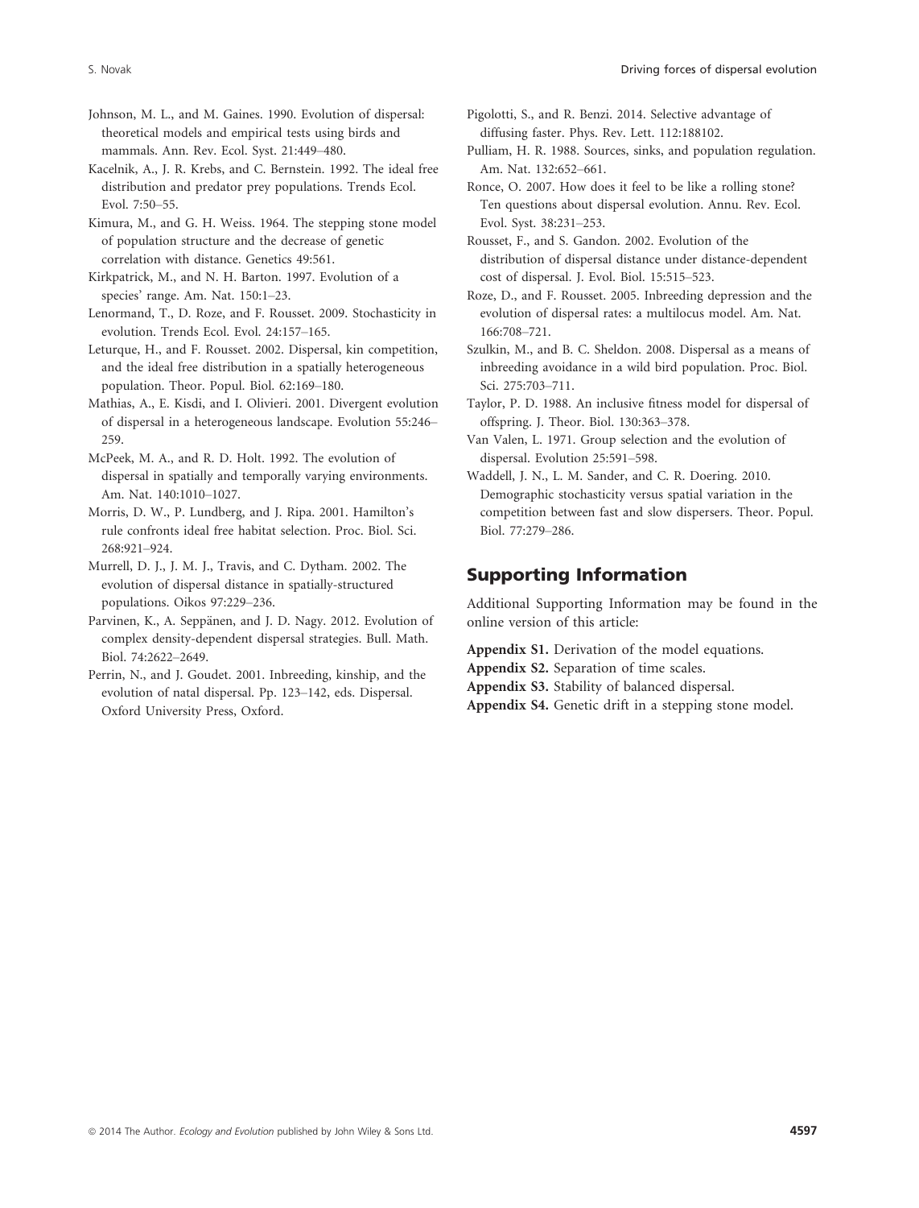Johnson, M. L., and M. Gaines. 1990. Evolution of dispersal: theoretical models and empirical tests using birds and mammals. Ann. Rev. Ecol. Syst. 21:449–480.

Kacelnik, A., J. R. Krebs, and C. Bernstein. 1992. The ideal free distribution and predator prey populations. Trends Ecol. Evol. 7:50–55.

Kimura, M., and G. H. Weiss. 1964. The stepping stone model of population structure and the decrease of genetic correlation with distance. Genetics 49:561.

Kirkpatrick, M., and N. H. Barton. 1997. Evolution of a species' range. Am. Nat. 150:1–23.

Lenormand, T., D. Roze, and F. Rousset. 2009. Stochasticity in evolution. Trends Ecol. Evol. 24:157–165.

Leturque, H., and F. Rousset. 2002. Dispersal, kin competition, and the ideal free distribution in a spatially heterogeneous population. Theor. Popul. Biol. 62:169–180.

Mathias, A., E. Kisdi, and I. Olivieri. 2001. Divergent evolution of dispersal in a heterogeneous landscape. Evolution 55:246–259.

McPeek, M. A., and R. D. Holt. 1992. The evolution of dispersal in spatially and temporally varying environments. Am. Nat. 140:1010–1027.

Morris, D. W., P. Lundberg, and J. Ripa. 2001. Hamilton's rule confronts ideal free habitat selection. Proc. Biol. Sci. 268:921–924.

Murrell, D. J., J. M. J., Travis, and C. Dytham. 2002. The evolution of dispersal distance in spatially-structured populations. Oikos 97:229–236.

Parvinen, K., A. Seppänen, and J. D. Nagy. 2012. Evolution of complex density-dependent dispersal strategies. Bull. Math. Biol. 74:2622–2649.

Perrin, N., and J. Goudet. 2001. Inbreeding, kinship, and the evolution of natal dispersal. Pp. 123–142, eds. Dispersal. Oxford University Press, Oxford.

Pigolotti, S., and R. Benzi. 2014. Selective advantage of diffusing faster. Phys. Rev. Lett. 112:188102.

Pulliam, H. R. 1988. Sources, sinks, and population regulation. Am. Nat. 132:652–661.

Ronce, O. 2007. How does it feel to be like a rolling stone? Ten questions about dispersal evolution. Annu. Rev. Ecol. Evol. Syst. 38:231–253.

Rousset, F., and S. Gandon. 2002. Evolution of the distribution of dispersal distance under distance-dependent cost of dispersal. J. Evol. Biol. 15:515–523.

Roze, D., and F. Rousset. 2005. Inbreeding depression and the evolution of dispersal rates: a multilocus model. Am. Nat. 166:708–721.

Szulkin, M., and B. C. Sheldon. 2008. Dispersal as a means of inbreeding avoidance in a wild bird population. Proc. Biol. Sci. 275:703–711.

Taylor, P. D. 1988. An inclusive fitness model for dispersal of offspring. J. Theor. Biol. 130:363–378.

Van Valen, L. 1971. Group selection and the evolution of dispersal. Evolution 25:591–598.

Waddell, J. N., L. M. Sander, and C. R. Doering. 2010. Demographic stochasticity versus spatial variation in the competition between fast and slow dispersers. Theor. Popul. Biol. 77:279–286.

## Supporting Information

Additional Supporting Information may be found in the online version of this article:

**Appendix S1.** Derivation of the model equations.

**Appendix S2.** Separation of time scales.

**Appendix S3.** Stability of balanced dispersal.

**Appendix S4.** Genetic drift in a stepping stone model.